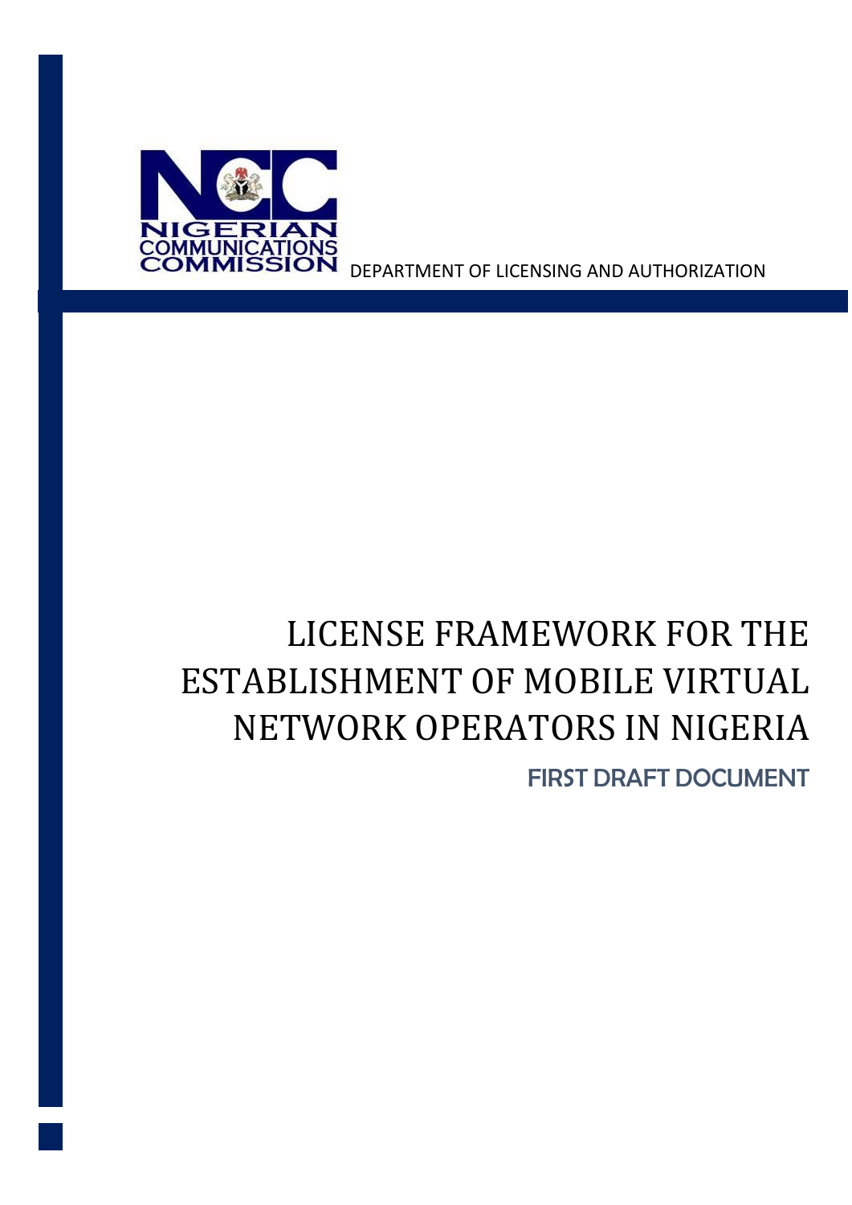NIGERIAN COMMUNICATIONS COMMISSION

DEPARTMENT OF LICENSING AND AUTHORIZATION

# LICENSE FRAMEWORK FOR THE ESTABLISHMENT OF MOBILE VIRTUAL NETWORK OPERATORS IN NIGERIA

## FIRST DRAFT DOCUMENT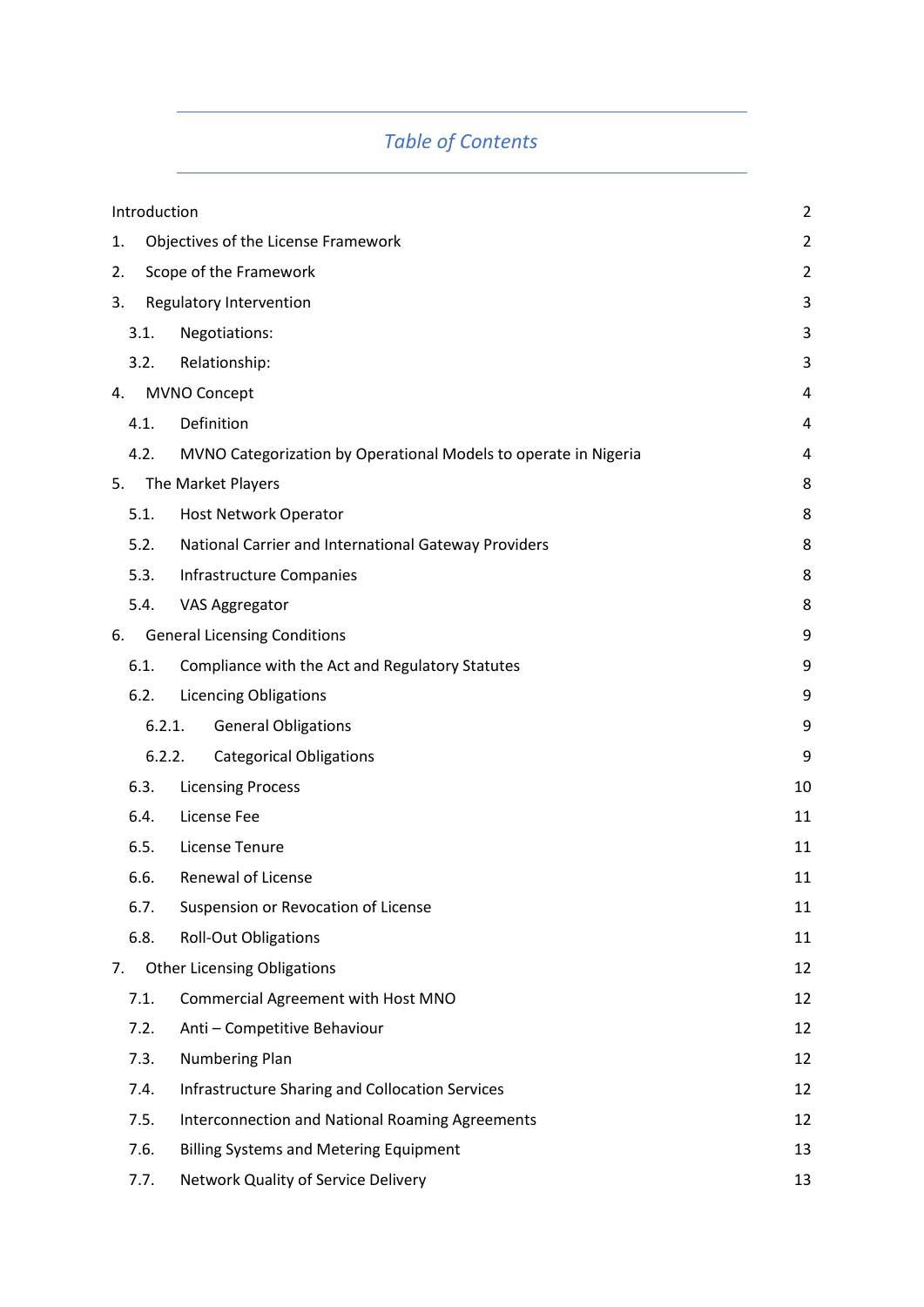# *Table of Contents*

| | |
|---|---|
| Introduction | 2 |
| 1. Objectives of the License Framework | 2 |
| 2. Scope of the Framework | 2 |
| 3. Regulatory Intervention | 3 |
| 3.1. Negotiations: | 3 |
| 3.2. Relationship: | 3 |
| 4. MVNO Concept | 4 |
| 4.1. Definition | 4 |
| 4.2. MVNO Categorization by Operational Models to operate in Nigeria | 4 |
| 5. The Market Players | 8 |
| 5.1. Host Network Operator | 8 |
| 5.2. National Carrier and International Gateway Providers | 8 |
| 5.3. Infrastructure Companies | 8 |
| 5.4. VAS Aggregator | 8 |
| 6. General Licensing Conditions | 9 |
| 6.1. Compliance with the Act and Regulatory Statutes | 9 |
| 6.2. Licencing Obligations | 9 |
| 6.2.1. General Obligations | 9 |
| 6.2.2. Categorical Obligations | 9 |
| 6.3. Licensing Process | 10 |
| 6.4. License Fee | 11 |
| 6.5. License Tenure | 11 |
| 6.6. Renewal of License | 11 |
| 6.7. Suspension or Revocation of License | 11 |
| 6.8. Roll-Out Obligations | 11 |
| 7. Other Licensing Obligations | 12 |
| 7.1. Commercial Agreement with Host MNO | 12 |
| 7.2. Anti – Competitive Behaviour | 12 |
| 7.3. Numbering Plan | 12 |
| 7.4. Infrastructure Sharing and Collocation Services | 12 |
| 7.5. Interconnection and National Roaming Agreements | 12 |
| 7.6. Billing Systems and Metering Equipment | 13 |
| 7.7. Network Quality of Service Delivery | 13 |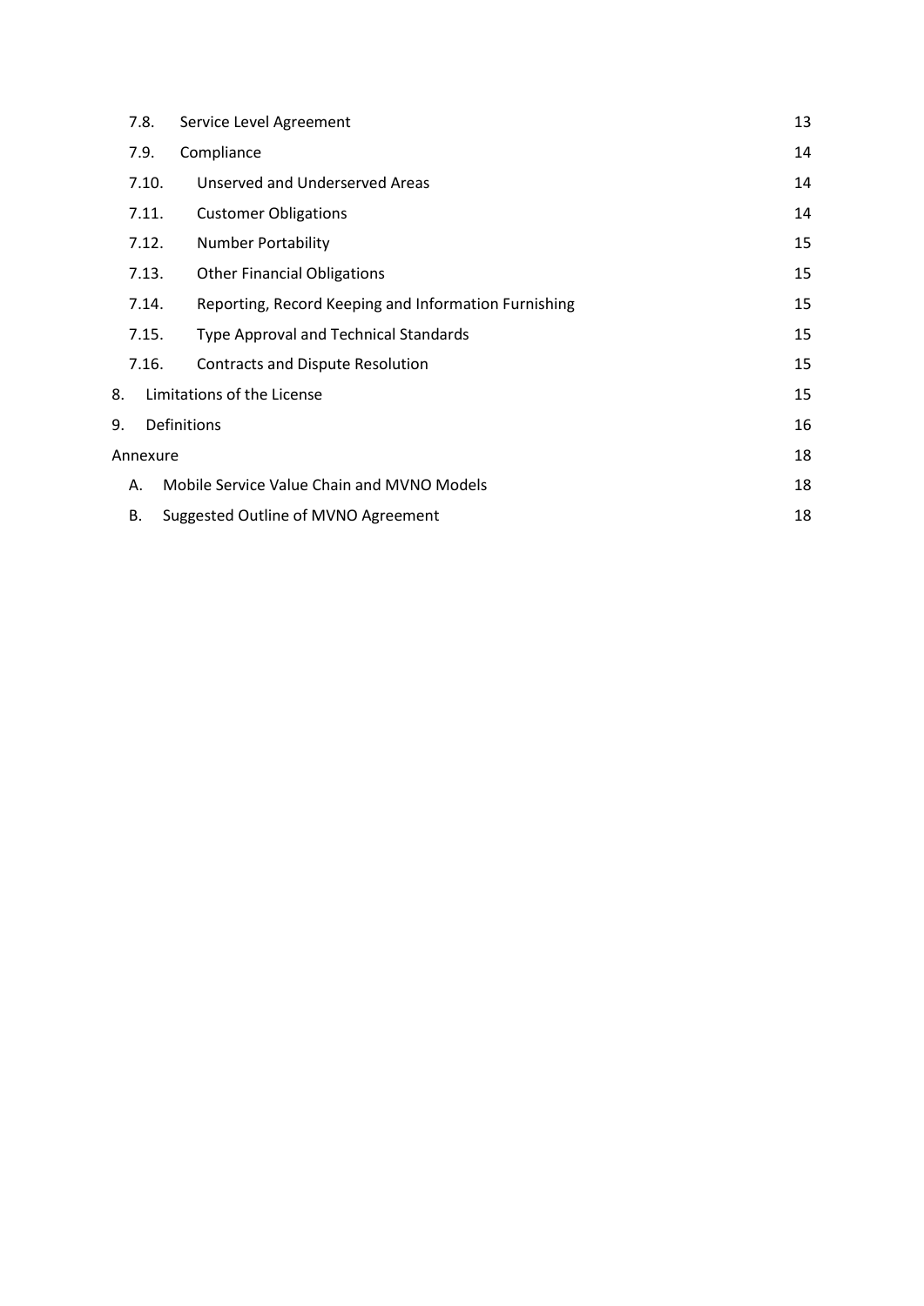| | |
|---|---|
| 7.8. Service Level Agreement | 13 |
| 7.9. Compliance | 14 |
| 7.10. Unserved and Underserved Areas | 14 |
| 7.11. Customer Obligations | 14 |
| 7.12. Number Portability | 15 |
| 7.13. Other Financial Obligations | 15 |
| 7.14. Reporting, Record Keeping and Information Furnishing | 15 |
| 7.15. Type Approval and Technical Standards | 15 |
| 7.16. Contracts and Dispute Resolution | 15 |
| 8. Limitations of the License | 15 |
| 9. Definitions | 16 |
| Annexure | 18 |
| A. Mobile Service Value Chain and MVNO Models | 18 |
| B. Suggested Outline of MVNO Agreement | 18 |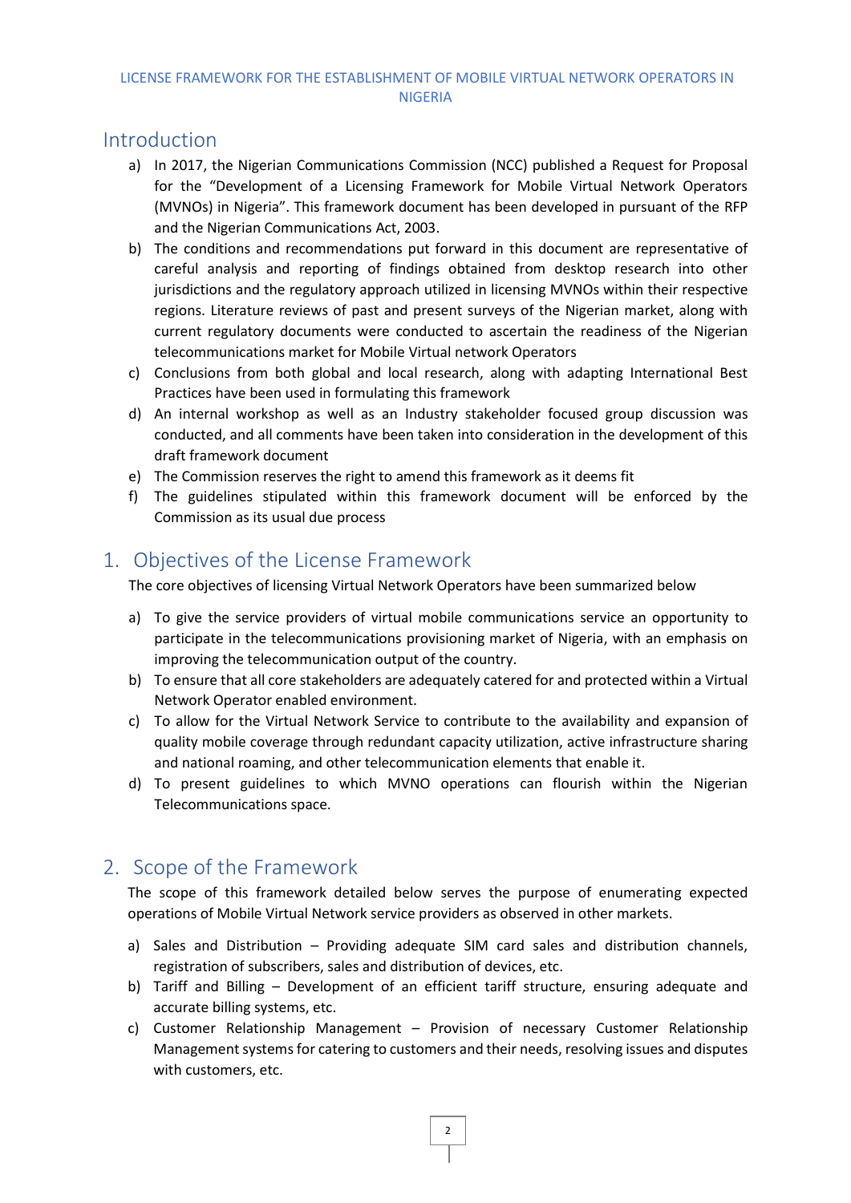LICENSE FRAMEWORK FOR THE ESTABLISHMENT OF MOBILE VIRTUAL NETWORK OPERATORS IN NIGERIA

## Introduction

a) In 2017, the Nigerian Communications Commission (NCC) published a Request for Proposal for the "Development of a Licensing Framework for Mobile Virtual Network Operators (MVNOs) in Nigeria". This framework document has been developed in pursuant of the RFP and the Nigerian Communications Act, 2003.

b) The conditions and recommendations put forward in this document are representative of careful analysis and reporting of findings obtained from desktop research into other jurisdictions and the regulatory approach utilized in licensing MVNOs within their respective regions. Literature reviews of past and present surveys of the Nigerian market, along with current regulatory documents were conducted to ascertain the readiness of the Nigerian telecommunications market for Mobile Virtual network Operators

c) Conclusions from both global and local research, along with adapting International Best Practices have been used in formulating this framework

d) An internal workshop as well as an Industry stakeholder focused group discussion was conducted, and all comments have been taken into consideration in the development of this draft framework document

e) The Commission reserves the right to amend this framework as it deems fit

f) The guidelines stipulated within this framework document will be enforced by the Commission as its usual due process

## 1. Objectives of the License Framework

The core objectives of licensing Virtual Network Operators have been summarized below

a) To give the service providers of virtual mobile communications service an opportunity to participate in the telecommunications provisioning market of Nigeria, with an emphasis on improving the telecommunication output of the country.

b) To ensure that all core stakeholders are adequately catered for and protected within a Virtual Network Operator enabled environment.

c) To allow for the Virtual Network Service to contribute to the availability and expansion of quality mobile coverage through redundant capacity utilization, active infrastructure sharing and national roaming, and other telecommunication elements that enable it.

d) To present guidelines to which MVNO operations can flourish within the Nigerian Telecommunications space.

## 2. Scope of the Framework

The scope of this framework detailed below serves the purpose of enumerating expected operations of Mobile Virtual Network service providers as observed in other markets.

a) Sales and Distribution – Providing adequate SIM card sales and distribution channels, registration of subscribers, sales and distribution of devices, etc.

b) Tariff and Billing – Development of an efficient tariff structure, ensuring adequate and accurate billing systems, etc.

c) Customer Relationship Management – Provision of necessary Customer Relationship Management systems for catering to customers and their needs, resolving issues and disputes with customers, etc.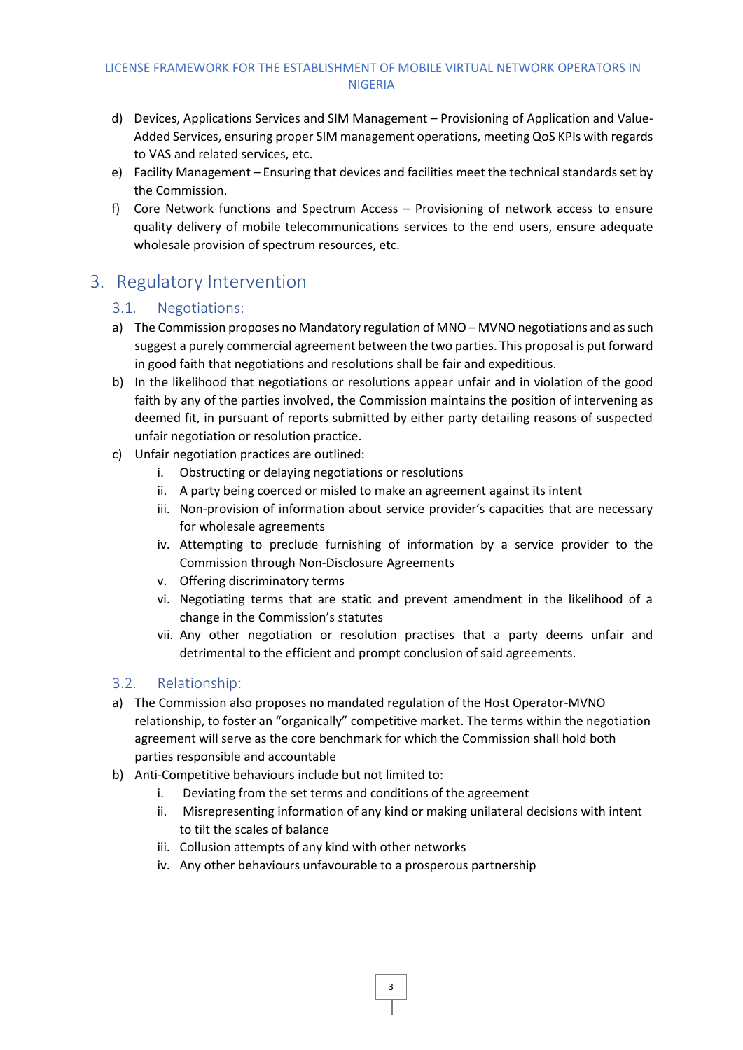d) Devices, Applications Services and SIM Management – Provisioning of Application and Value-Added Services, ensuring proper SIM management operations, meeting QoS KPIs with regards to VAS and related services, etc.

e) Facility Management – Ensuring that devices and facilities meet the technical standards set by the Commission.

f) Core Network functions and Spectrum Access – Provisioning of network access to ensure quality delivery of mobile telecommunications services to the end users, ensure adequate wholesale provision of spectrum resources, etc.

# 3. Regulatory Intervention

## 3.1. Negotiations:

a) The Commission proposes no Mandatory regulation of MNO – MVNO negotiations and as such suggest a purely commercial agreement between the two parties. This proposal is put forward in good faith that negotiations and resolutions shall be fair and expeditious.

b) In the likelihood that negotiations or resolutions appear unfair and in violation of the good faith by any of the parties involved, the Commission maintains the position of intervening as deemed fit, in pursuant of reports submitted by either party detailing reasons of suspected unfair negotiation or resolution practice.

c) Unfair negotiation practices are outlined:

    i. Obstructing or delaying negotiations or resolutions
    
    ii. A party being coerced or misled to make an agreement against its intent
    
    iii. Non-provision of information about service provider's capacities that are necessary for wholesale agreements
    
    iv. Attempting to preclude furnishing of information by a service provider to the Commission through Non-Disclosure Agreements
    
    v. Offering discriminatory terms
    
    vi. Negotiating terms that are static and prevent amendment in the likelihood of a change in the Commission's statutes
    
    vii. Any other negotiation or resolution practises that a party deems unfair and detrimental to the efficient and prompt conclusion of said agreements.

## 3.2. Relationship:

a) The Commission also proposes no mandated regulation of the Host Operator-MVNO relationship, to foster an "organically" competitive market. The terms within the negotiation agreement will serve as the core benchmark for which the Commission shall hold both parties responsible and accountable

b) Anti-Competitive behaviours include but not limited to:

    i. Deviating from the set terms and conditions of the agreement
    
    ii. Misrepresenting information of any kind or making unilateral decisions with intent to tilt the scales of balance
    
    iii. Collusion attempts of any kind with other networks
    
    iv. Any other behaviours unfavourable to a prosperous partnership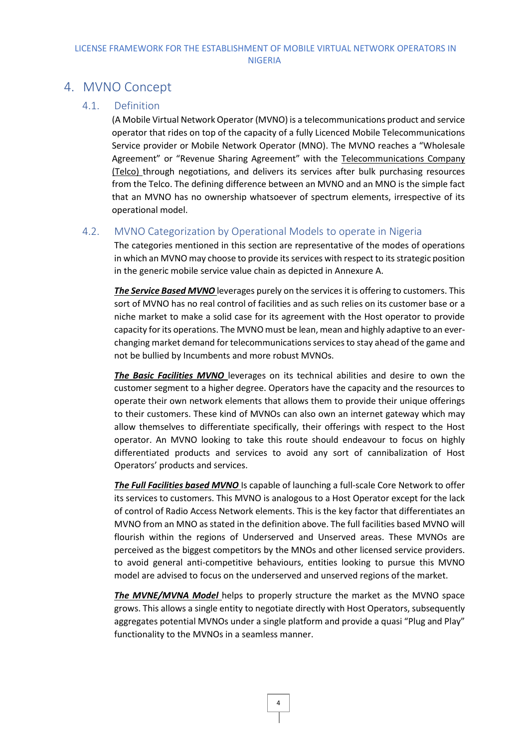# 4. MVNO Concept

## 4.1. Definition

(A Mobile Virtual Network Operator (MVNO) is a telecommunications product and service operator that rides on top of the capacity of a fully Licenced Mobile Telecommunications Service provider or Mobile Network Operator (MNO). The MVNO reaches a "Wholesale Agreement" or "Revenue Sharing Agreement" with the Telecommunications Company (Telco) through negotiations, and delivers its services after bulk purchasing resources from the Telco. The defining difference between an MVNO and an MNO is the simple fact that an MVNO has no ownership whatsoever of spectrum elements, irrespective of its operational model.

## 4.2. MVNO Categorization by Operational Models to operate in Nigeria

The categories mentioned in this section are representative of the modes of operations in which an MVNO may choose to provide its services with respect to its strategic position in the generic mobile service value chain as depicted in Annexure A.

***The Service Based MVNO*** leverages purely on the services it is offering to customers. This sort of MVNO has no real control of facilities and as such relies on its customer base or a niche market to make a solid case for its agreement with the Host operator to provide capacity for its operations. The MVNO must be lean, mean and highly adaptive to an ever-changing market demand for telecommunications services to stay ahead of the game and not be bullied by Incumbents and more robust MVNOs.

***The Basic Facilities MVNO*** leverages on its technical abilities and desire to own the customer segment to a higher degree. Operators have the capacity and the resources to operate their own network elements that allows them to provide their unique offerings to their customers. These kind of MVNOs can also own an internet gateway which may allow themselves to differentiate specifically, their offerings with respect to the Host operator. An MVNO looking to take this route should endeavour to focus on highly differentiated products and services to avoid any sort of cannibalization of Host Operators' products and services.

***The Full Facilities based MVNO*** Is capable of launching a full-scale Core Network to offer its services to customers. This MVNO is analogous to a Host Operator except for the lack of control of Radio Access Network elements. This is the key factor that differentiates an MVNO from an MNO as stated in the definition above. The full facilities based MVNO will flourish within the regions of Underserved and Unserved areas. These MVNOs are perceived as the biggest competitors by the MNOs and other licensed service providers. to avoid general anti-competitive behaviours, entities looking to pursue this MVNO model are advised to focus on the underserved and unserved regions of the market.

***The MVNE/MVNA Model*** helps to properly structure the market as the MVNO space grows. This allows a single entity to negotiate directly with Host Operators, subsequently aggregates potential MVNOs under a single platform and provide a quasi "Plug and Play" functionality to the MVNOs in a seamless manner.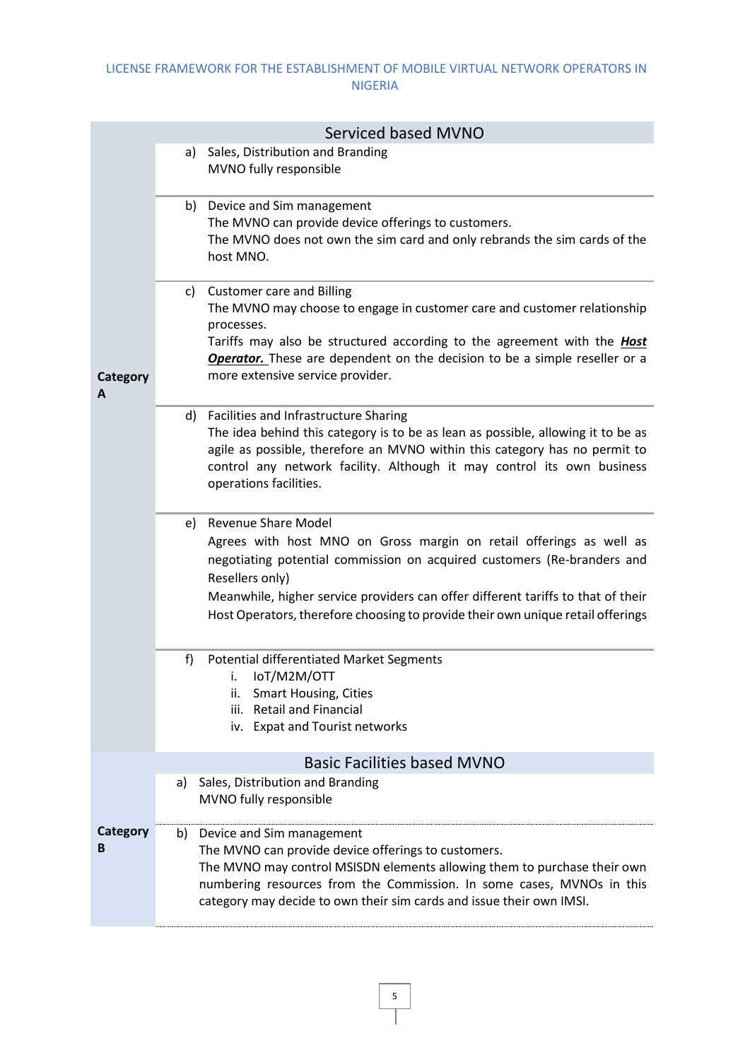| | Serviced based MVNO |
|---|---|
| **Category A** | a) Sales, Distribution and Branding<br>MVNO fully responsible |
| | b) Device and Sim management<br>The MVNO can provide device offerings to customers.<br>The MVNO does not own the sim card and only rebrands the sim cards of the host MNO. |
| | c) Customer care and Billing<br>The MVNO may choose to engage in customer care and customer relationship processes.<br>Tariffs may also be structured according to the agreement with the ***Host Operator.*** These are dependent on the decision to be a simple reseller or a more extensive service provider. |
| | d) Facilities and Infrastructure Sharing<br>The idea behind this category is to be as lean as possible, allowing it to be as agile as possible, therefore an MVNO within this category has no permit to control any network facility. Although it may control its own business operations facilities. |
| | e) Revenue Share Model<br>Agrees with host MNO on Gross margin on retail offerings as well as negotiating potential commission on acquired customers (Re-branders and Resellers only)<br>Meanwhile, higher service providers can offer different tariffs to that of their Host Operators, therefore choosing to provide their own unique retail offerings |
| | f) Potential differentiated Market Segments<br>i. IoT/M2M/OTT<br>ii. Smart Housing, Cities<br>iii. Retail and Financial<br>iv. Expat and Tourist networks |
| | **Basic Facilities based MVNO** |
| **Category B** | a) Sales, Distribution and Branding<br>MVNO fully responsible |
| | b) Device and Sim management<br>The MVNO can provide device offerings to customers.<br>The MVNO may control MSISDN elements allowing them to purchase their own numbering resources from the Commission. In some cases, MVNOs in this category may decide to own their sim cards and issue their own IMSI. |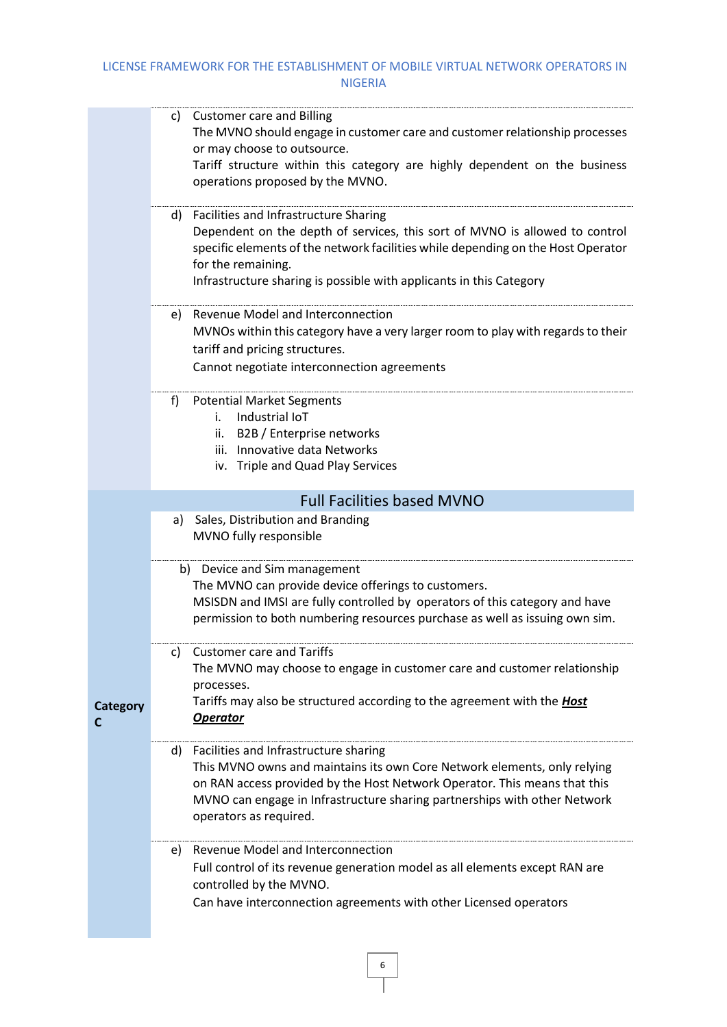| | |
|---|---|
| | c) Customer care and Billing<br>The MVNO should engage in customer care and customer relationship processes or may choose to outsource.<br>Tariff structure within this category are highly dependent on the business operations proposed by the MVNO. |
| | d) Facilities and Infrastructure Sharing<br>Dependent on the depth of services, this sort of MVNO is allowed to control specific elements of the network facilities while depending on the Host Operator for the remaining.<br>Infrastructure sharing is possible with applicants in this Category |
| | e) Revenue Model and Interconnection<br>MVNOs within this category have a very larger room to play with regards to their tariff and pricing structures.<br>Cannot negotiate interconnection agreements |
| | f) Potential Market Segments<br>i. Industrial IoT<br>ii. B2B / Enterprise networks<br>iii. Innovative data Networks<br>iv. Triple and Quad Play Services |
| **Category C** | **Full Facilities based MVNO** |
| | a) Sales, Distribution and Branding<br>MVNO fully responsible |
| | b) Device and Sim management<br>The MVNO can provide device offerings to customers.<br>MSISDN and IMSI are fully controlled by operators of this category and have permission to both numbering resources purchase as well as issuing own sim. |
| | c) Customer care and Tariffs<br>The MVNO may choose to engage in customer care and customer relationship processes.<br>Tariffs may also be structured according to the agreement with the ***Host Operator*** |
| | d) Facilities and Infrastructure sharing<br>This MVNO owns and maintains its own Core Network elements, only relying on RAN access provided by the Host Network Operator. This means that this MVNO can engage in Infrastructure sharing partnerships with other Network operators as required. |
| | e) Revenue Model and Interconnection<br>Full control of its revenue generation model as all elements except RAN are controlled by the MVNO.<br>Can have interconnection agreements with other Licensed operators |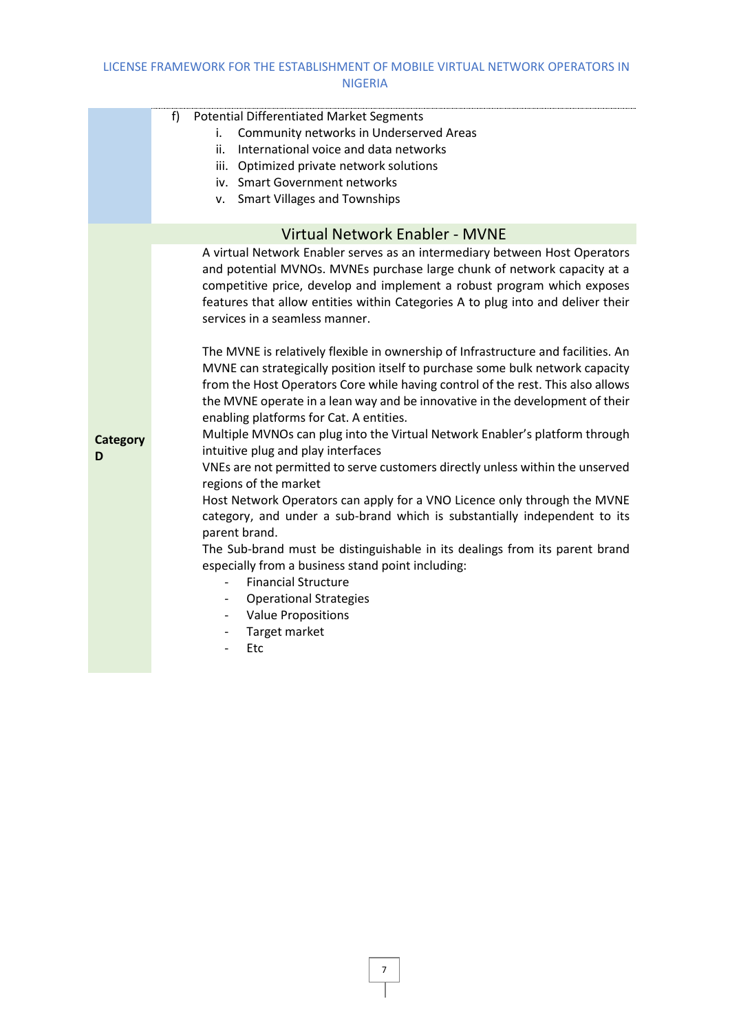| | |
|---|---|
| | f) Potential Differentiated Market Segments<br>i. Community networks in Underserved Areas<br>ii. International voice and data networks<br>iii. Optimized private network solutions<br>iv. Smart Government networks<br>v. Smart Villages and Townships |
| | **Virtual Network Enabler - MVNE** |
| **Category D** | A virtual Network Enabler serves as an intermediary between Host Operators and potential MVNOs. MVNEs purchase large chunk of network capacity at a competitive price, develop and implement a robust program which exposes features that allow entities within Categories A to plug into and deliver their services in a seamless manner.<br><br>The MVNE is relatively flexible in ownership of Infrastructure and facilities. An MVNE can strategically position itself to purchase some bulk network capacity from the Host Operators Core while having control of the rest. This also allows the MVNE operate in a lean way and be innovative in the development of their enabling platforms for Cat. A entities.<br>Multiple MVNOs can plug into the Virtual Network Enabler's platform through intuitive plug and play interfaces<br>VNEs are not permitted to serve customers directly unless within the unserved regions of the market<br>Host Network Operators can apply for a VNO Licence only through the MVNE category, and under a sub-brand which is substantially independent to its parent brand.<br>The Sub-brand must be distinguishable in its dealings from its parent brand especially from a business stand point including:<br>- Financial Structure<br>- Operational Strategies<br>- Value Propositions<br>- Target market<br>- Etc |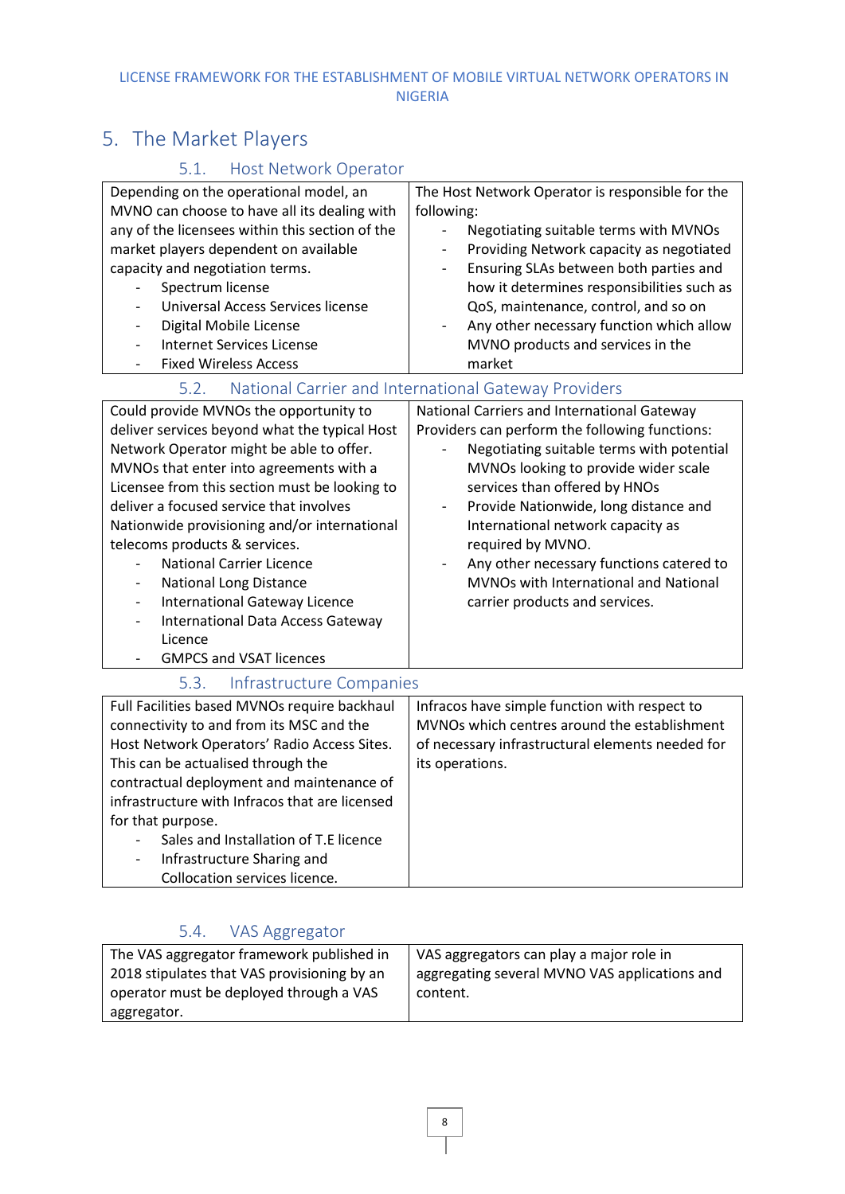# 5. The Market Players

## 5.1. Host Network Operator

| Depending on the operational model, an MVNO can choose to have all its dealing with any of the licensees within this section of the market players dependent on available capacity and negotiation terms.<br>- Spectrum license<br>- Universal Access Services license<br>- Digital Mobile License<br>- Internet Services License<br>- Fixed Wireless Access | The Host Network Operator is responsible for the following:<br>- Negotiating suitable terms with MVNOs<br>- Providing Network capacity as negotiated<br>- Ensuring SLAs between both parties and how it determines responsibilities such as QoS, maintenance, control, and so on<br>- Any other necessary function which allow MVNO products and services in the market |
|---|---|

## 5.2. National Carrier and International Gateway Providers

| Could provide MVNOs the opportunity to deliver services beyond what the typical Host Network Operator might be able to offer. MVNOs that enter into agreements with a Licensee from this section must be looking to deliver a focused service that involves Nationwide provisioning and/or international telecoms products & services.<br>- National Carrier Licence<br>- National Long Distance<br>- International Gateway Licence<br>- International Data Access Gateway Licence<br>- GMPCS and VSAT licences | National Carriers and International Gateway Providers can perform the following functions:<br>- Negotiating suitable terms with potential MVNOs looking to provide wider scale services than offered by HNOs<br>- Provide Nationwide, long distance and International network capacity as required by MVNO.<br>- Any other necessary functions catered to MVNOs with International and National carrier products and services. |
|---|---|

## 5.3. Infrastructure Companies

| Full Facilities based MVNOs require backhaul connectivity to and from its MSC and the Host Network Operators' Radio Access Sites. This can be actualised through the contractual deployment and maintenance of infrastructure with Infracos that are licensed for that purpose.<br>- Sales and Installation of T.E licence<br>- Infrastructure Sharing and Collocation services licence. | Infracos have simple function with respect to MVNOs which centres around the establishment of necessary infrastructural elements needed for its operations. |
|---|---|

## 5.4. VAS Aggregator

| The VAS aggregator framework published in 2018 stipulates that VAS provisioning by an operator must be deployed through a VAS aggregator. | VAS aggregators can play a major role in aggregating several MVNO VAS applications and content. |
|---|---|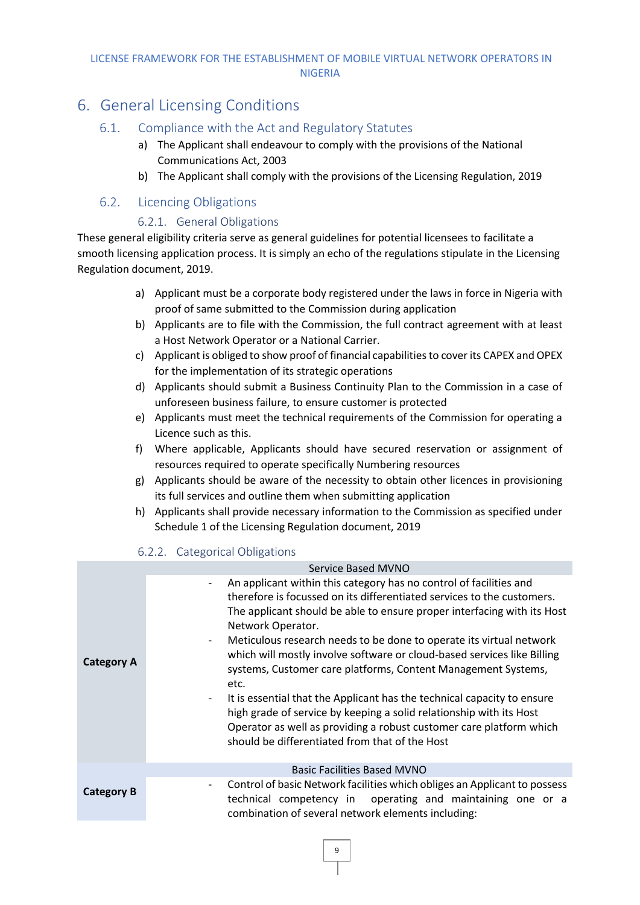# 6. General Licensing Conditions

## 6.1. Compliance with the Act and Regulatory Statutes

a) The Applicant shall endeavour to comply with the provisions of the National Communications Act, 2003

b) The Applicant shall comply with the provisions of the Licensing Regulation, 2019

## 6.2. Licencing Obligations

### 6.2.1. General Obligations

These general eligibility criteria serve as general guidelines for potential licensees to facilitate a smooth licensing application process. It is simply an echo of the regulations stipulate in the Licensing Regulation document, 2019.

a) Applicant must be a corporate body registered under the laws in force in Nigeria with proof of same submitted to the Commission during application

b) Applicants are to file with the Commission, the full contract agreement with at least a Host Network Operator or a National Carrier.

c) Applicant is obliged to show proof of financial capabilities to cover its CAPEX and OPEX for the implementation of its strategic operations

d) Applicants should submit a Business Continuity Plan to the Commission in a case of unforeseen business failure, to ensure customer is protected

e) Applicants must meet the technical requirements of the Commission for operating a Licence such as this.

f) Where applicable, Applicants should have secured reservation or assignment of resources required to operate specifically Numbering resources

g) Applicants should be aware of the necessity to obtain other licences in provisioning its full services and outline them when submitting application

h) Applicants shall provide necessary information to the Commission as specified under Schedule 1 of the Licensing Regulation document, 2019

### 6.2.2. Categorical Obligations

| | Service Based MVNO |
|---|---|
| **Category A** | - An applicant within this category has no control of facilities and therefore is focussed on its differentiated services to the customers. The applicant should be able to ensure proper interfacing with its Host Network Operator.<br>- Meticulous research needs to be done to operate its virtual network which will mostly involve software or cloud-based services like Billing systems, Customer care platforms, Content Management Systems, etc.<br>- It is essential that the Applicant has the technical capacity to ensure high grade of service by keeping a solid relationship with its Host Operator as well as providing a robust customer care platform which should be differentiated from that of the Host |
| | Basic Facilities Based MVNO |
| **Category B** | - Control of basic Network facilities which obliges an Applicant to possess technical competency in operating and maintaining one or a combination of several network elements including: |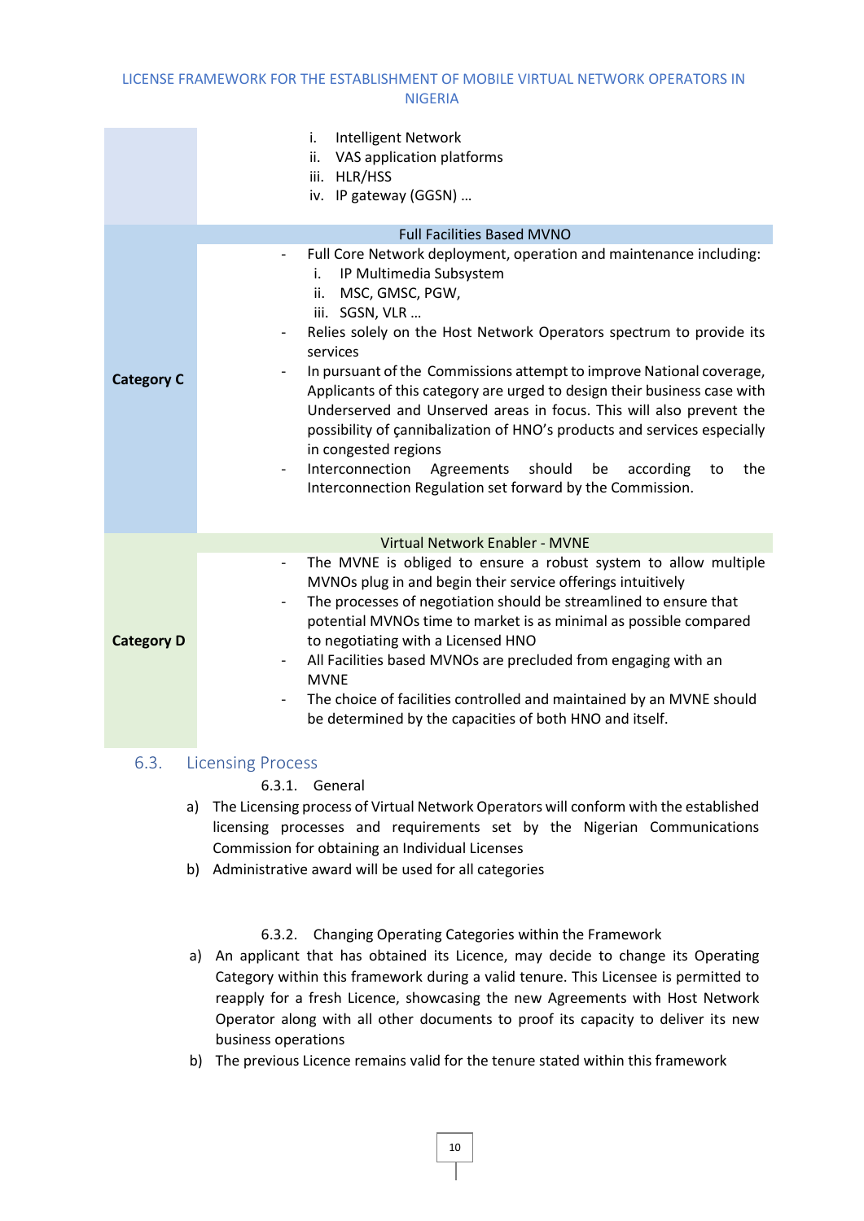| | |
|---|---|
| | i. Intelligent Network<br>ii. VAS application platforms<br>iii. HLR/HSS<br>iv. IP gateway (GGSN) … |
| | **Full Facilities Based MVNO** |
| **Category C** | - Full Core Network deployment, operation and maintenance including:<br>i. IP Multimedia Subsystem<br>ii. MSC, GMSC, PGW,<br>iii. SGSN, VLR …<br>- Relies solely on the Host Network Operators spectrum to provide its services<br>- In pursuant of the Commissions attempt to improve National coverage, Applicants of this category are urged to design their business case with Underserved and Unserved areas in focus. This will also prevent the possibility of çannibalization of HNO's products and services especially in congested regions<br>- Interconnection Agreements should be according to the Interconnection Regulation set forward by the Commission. |
| | **Virtual Network Enabler - MVNE** |
| **Category D** | - The MVNE is obliged to ensure a robust system to allow multiple MVNOs plug in and begin their service offerings intuitively<br>- The processes of negotiation should be streamlined to ensure that potential MVNOs time to market is as minimal as possible compared to negotiating with a Licensed HNO<br>- All Facilities based MVNOs are precluded from engaging with an MVNE<br>- The choice of facilities controlled and maintained by an MVNE should be determined by the capacities of both HNO and itself. |

## 6.3. Licensing Process

### 6.3.1. General

a) The Licensing process of Virtual Network Operators will conform with the established licensing processes and requirements set by the Nigerian Communications Commission for obtaining an Individual Licenses

b) Administrative award will be used for all categories

### 6.3.2. Changing Operating Categories within the Framework

a) An applicant that has obtained its Licence, may decide to change its Operating Category within this framework during a valid tenure. This Licensee is permitted to reapply for a fresh Licence, showcasing the new Agreements with Host Network Operator along with all other documents to proof its capacity to deliver its new business operations

b) The previous Licence remains valid for the tenure stated within this framework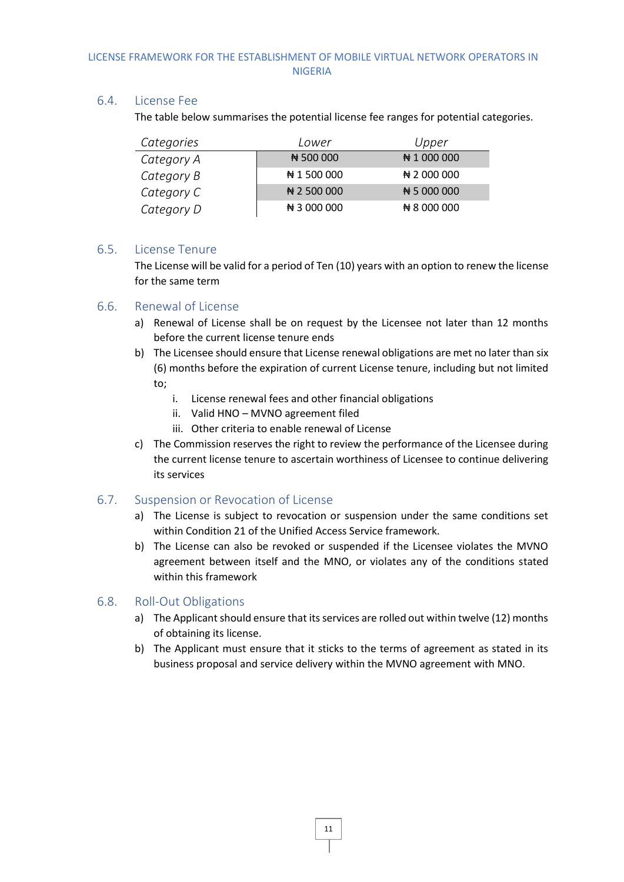### 6.4. License Fee

The table below summarises the potential license fee ranges for potential categories.

| *Categories* | *Lower* | *Upper* |
|---|---|---|
| *Category A* | ₦ 500 000 | ₦ 1 000 000 |
| *Category B* | ₦ 1 500 000 | ₦ 2 000 000 |
| *Category C* | ₦ 2 500 000 | ₦ 5 000 000 |
| *Category D* | ₦ 3 000 000 | ₦ 8 000 000 |

### 6.5. License Tenure

The License will be valid for a period of Ten (10) years with an option to renew the license for the same term

### 6.6. Renewal of License

a) Renewal of License shall be on request by the Licensee not later than 12 months before the current license tenure ends

b) The Licensee should ensure that License renewal obligations are met no later than six (6) months before the expiration of current License tenure, including but not limited to;

   i. License renewal fees and other financial obligations
   
   ii. Valid HNO – MVNO agreement filed
   
   iii. Other criteria to enable renewal of License

c) The Commission reserves the right to review the performance of the Licensee during the current license tenure to ascertain worthiness of Licensee to continue delivering its services

### 6.7. Suspension or Revocation of License

a) The License is subject to revocation or suspension under the same conditions set within Condition 21 of the Unified Access Service framework.

b) The License can also be revoked or suspended if the Licensee violates the MVNO agreement between itself and the MNO, or violates any of the conditions stated within this framework

### 6.8. Roll-Out Obligations

a) The Applicant should ensure that its services are rolled out within twelve (12) months of obtaining its license.

b) The Applicant must ensure that it sticks to the terms of agreement as stated in its business proposal and service delivery within the MVNO agreement with MNO.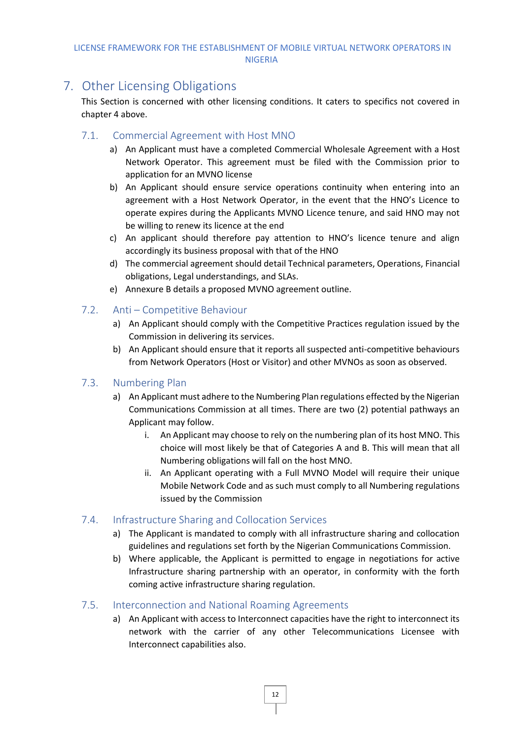# 7. Other Licensing Obligations

This Section is concerned with other licensing conditions. It caters to specifics not covered in chapter 4 above.

## 7.1. Commercial Agreement with Host MNO

a) An Applicant must have a completed Commercial Wholesale Agreement with a Host Network Operator. This agreement must be filed with the Commission prior to application for an MVNO license

b) An Applicant should ensure service operations continuity when entering into an agreement with a Host Network Operator, in the event that the HNO's Licence to operate expires during the Applicants MVNO Licence tenure, and said HNO may not be willing to renew its licence at the end

c) An applicant should therefore pay attention to HNO's licence tenure and align accordingly its business proposal with that of the HNO

d) The commercial agreement should detail Technical parameters, Operations, Financial obligations, Legal understandings, and SLAs.

e) Annexure B details a proposed MVNO agreement outline.

## 7.2. Anti – Competitive Behaviour

a) An Applicant should comply with the Competitive Practices regulation issued by the Commission in delivering its services.

b) An Applicant should ensure that it reports all suspected anti-competitive behaviours from Network Operators (Host or Visitor) and other MVNOs as soon as observed.

## 7.3. Numbering Plan

a) An Applicant must adhere to the Numbering Plan regulations effected by the Nigerian Communications Commission at all times. There are two (2) potential pathways an Applicant may follow.

   i. An Applicant may choose to rely on the numbering plan of its host MNO. This choice will most likely be that of Categories A and B. This will mean that all Numbering obligations will fall on the host MNO.

   ii. An Applicant operating with a Full MVNO Model will require their unique Mobile Network Code and as such must comply to all Numbering regulations issued by the Commission

## 7.4. Infrastructure Sharing and Collocation Services

a) The Applicant is mandated to comply with all infrastructure sharing and collocation guidelines and regulations set forth by the Nigerian Communications Commission.

b) Where applicable, the Applicant is permitted to engage in negotiations for active Infrastructure sharing partnership with an operator, in conformity with the forth coming active infrastructure sharing regulation.

## 7.5. Interconnection and National Roaming Agreements

a) An Applicant with access to Interconnect capacities have the right to interconnect its network with the carrier of any other Telecommunications Licensee with Interconnect capabilities also.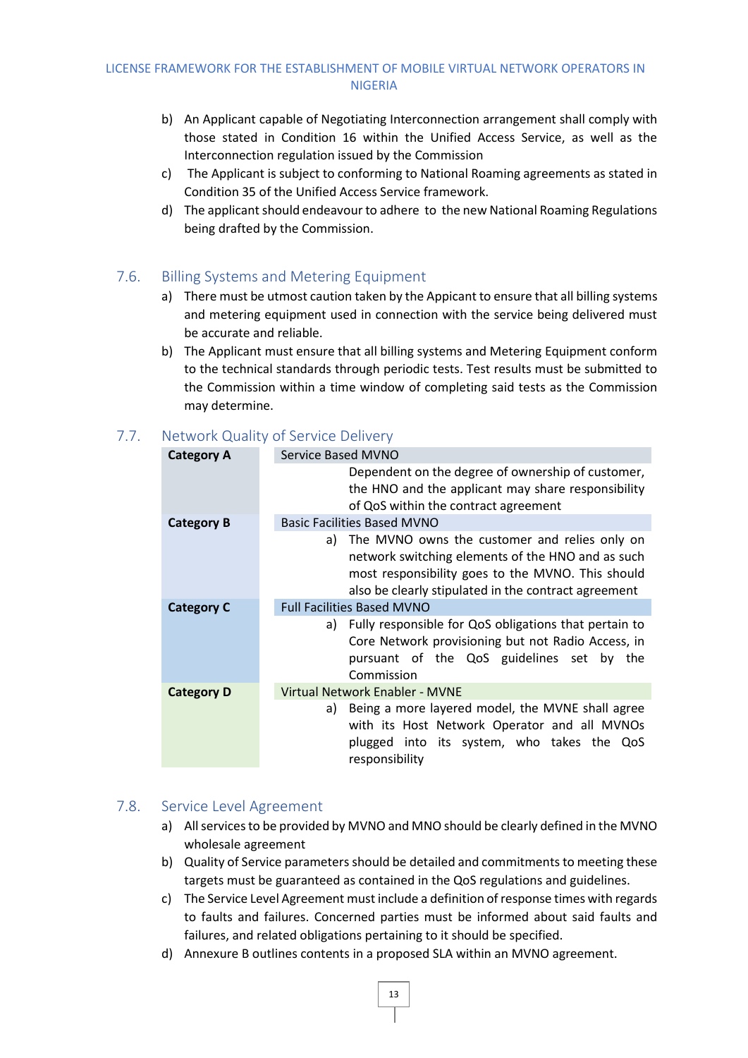b) An Applicant capable of Negotiating Interconnection arrangement shall comply with those stated in Condition 16 within the Unified Access Service, as well as the Interconnection regulation issued by the Commission

c) The Applicant is subject to conforming to National Roaming agreements as stated in Condition 35 of the Unified Access Service framework.

d) The applicant should endeavour to adhere to the new National Roaming Regulations being drafted by the Commission.

## 7.6. Billing Systems and Metering Equipment

a) There must be utmost caution taken by the Appicant to ensure that all billing systems and metering equipment used in connection with the service being delivered must be accurate and reliable.

b) The Applicant must ensure that all billing systems and Metering Equipment conform to the technical standards through periodic tests. Test results must be submitted to the Commission within a time window of completing said tests as the Commission may determine.

## 7.7. Network Quality of Service Delivery

| | |
|---|---|
| **Category A** | Service Based MVNO<br>Dependent on the degree of ownership of customer, the HNO and the applicant may share responsibility of QoS within the contract agreement |
| **Category B** | Basic Facilities Based MVNO<br>a) The MVNO owns the customer and relies only on network switching elements of the HNO and as such most responsibility goes to the MVNO. This should also be clearly stipulated in the contract agreement |
| **Category C** | Full Facilities Based MVNO<br>a) Fully responsible for QoS obligations that pertain to Core Network provisioning but not Radio Access, in pursuant of the QoS guidelines set by the Commission |
| **Category D** | Virtual Network Enabler - MVNE<br>a) Being a more layered model, the MVNE shall agree with its Host Network Operator and all MVNOs plugged into its system, who takes the QoS responsibility |

## 7.8. Service Level Agreement

a) All services to be provided by MVNO and MNO should be clearly defined in the MVNO wholesale agreement

b) Quality of Service parameters should be detailed and commitments to meeting these targets must be guaranteed as contained in the QoS regulations and guidelines.

c) The Service Level Agreement must include a definition of response times with regards to faults and failures. Concerned parties must be informed about said faults and failures, and related obligations pertaining to it should be specified.

d) Annexure B outlines contents in a proposed SLA within an MVNO agreement.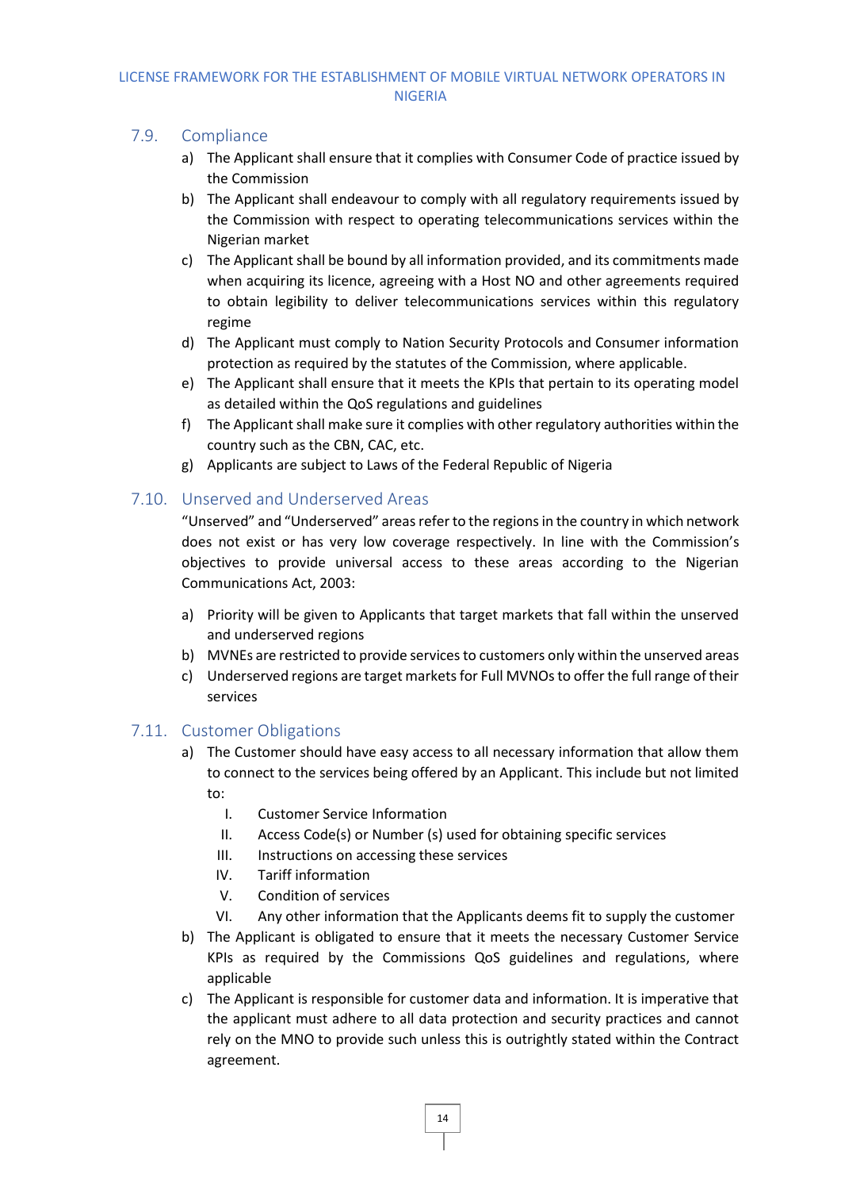## 7.9. Compliance

a) The Applicant shall ensure that it complies with Consumer Code of practice issued by the Commission

b) The Applicant shall endeavour to comply with all regulatory requirements issued by the Commission with respect to operating telecommunications services within the Nigerian market

c) The Applicant shall be bound by all information provided, and its commitments made when acquiring its licence, agreeing with a Host NO and other agreements required to obtain legibility to deliver telecommunications services within this regulatory regime

d) The Applicant must comply to Nation Security Protocols and Consumer information protection as required by the statutes of the Commission, where applicable.

e) The Applicant shall ensure that it meets the KPIs that pertain to its operating model as detailed within the QoS regulations and guidelines

f) The Applicant shall make sure it complies with other regulatory authorities within the country such as the CBN, CAC, etc.

g) Applicants are subject to Laws of the Federal Republic of Nigeria

## 7.10. Unserved and Underserved Areas

"Unserved" and "Underserved" areas refer to the regions in the country in which network does not exist or has very low coverage respectively. In line with the Commission's objectives to provide universal access to these areas according to the Nigerian Communications Act, 2003:

a) Priority will be given to Applicants that target markets that fall within the unserved and underserved regions

b) MVNEs are restricted to provide services to customers only within the unserved areas

c) Underserved regions are target markets for Full MVNOs to offer the full range of their services

## 7.11. Customer Obligations

a) The Customer should have easy access to all necessary information that allow them to connect to the services being offered by an Applicant. This include but not limited to:

   I. Customer Service Information
   II. Access Code(s) or Number (s) used for obtaining specific services
   III. Instructions on accessing these services
   IV. Tariff information
   V. Condition of services
   VI. Any other information that the Applicants deems fit to supply the customer

b) The Applicant is obligated to ensure that it meets the necessary Customer Service KPIs as required by the Commissions QoS guidelines and regulations, where applicable

c) The Applicant is responsible for customer data and information. It is imperative that the applicant must adhere to all data protection and security practices and cannot rely on the MNO to provide such unless this is outrightly stated within the Contract agreement.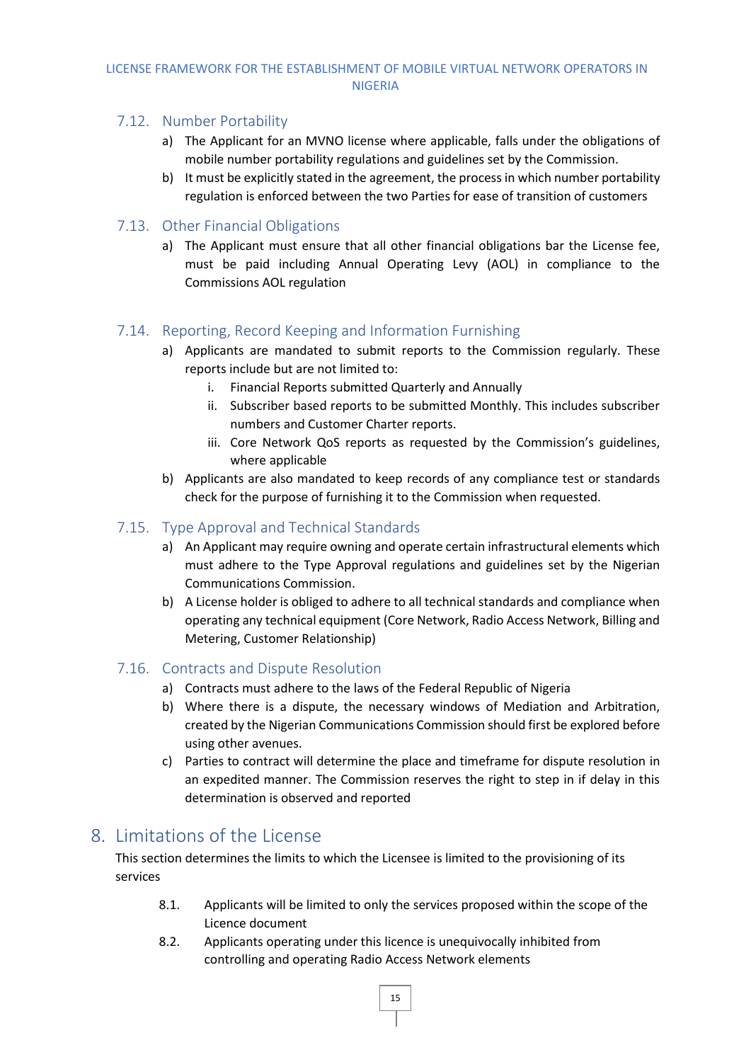### 7.12. Number Portability

a) The Applicant for an MVNO license where applicable, falls under the obligations of mobile number portability regulations and guidelines set by the Commission.

b) It must be explicitly stated in the agreement, the process in which number portability regulation is enforced between the two Parties for ease of transition of customers

### 7.13. Other Financial Obligations

a) The Applicant must ensure that all other financial obligations bar the License fee, must be paid including Annual Operating Levy (AOL) in compliance to the Commissions AOL regulation

### 7.14. Reporting, Record Keeping and Information Furnishing

a) Applicants are mandated to submit reports to the Commission regularly. These reports include but are not limited to:

   i. Financial Reports submitted Quarterly and Annually

   ii. Subscriber based reports to be submitted Monthly. This includes subscriber numbers and Customer Charter reports.

   iii. Core Network QoS reports as requested by the Commission's guidelines, where applicable

b) Applicants are also mandated to keep records of any compliance test or standards check for the purpose of furnishing it to the Commission when requested.

### 7.15. Type Approval and Technical Standards

a) An Applicant may require owning and operate certain infrastructural elements which must adhere to the Type Approval regulations and guidelines set by the Nigerian Communications Commission.

b) A License holder is obliged to adhere to all technical standards and compliance when operating any technical equipment (Core Network, Radio Access Network, Billing and Metering, Customer Relationship)

### 7.16. Contracts and Dispute Resolution

a) Contracts must adhere to the laws of the Federal Republic of Nigeria

b) Where there is a dispute, the necessary windows of Mediation and Arbitration, created by the Nigerian Communications Commission should first be explored before using other avenues.

c) Parties to contract will determine the place and timeframe for dispute resolution in an expedited manner. The Commission reserves the right to step in if delay in this determination is observed and reported

## 8. Limitations of the License

This section determines the limits to which the Licensee is limited to the provisioning of its services

8.1. Applicants will be limited to only the services proposed within the scope of the Licence document

8.2. Applicants operating under this licence is unequivocally inhibited from controlling and operating Radio Access Network elements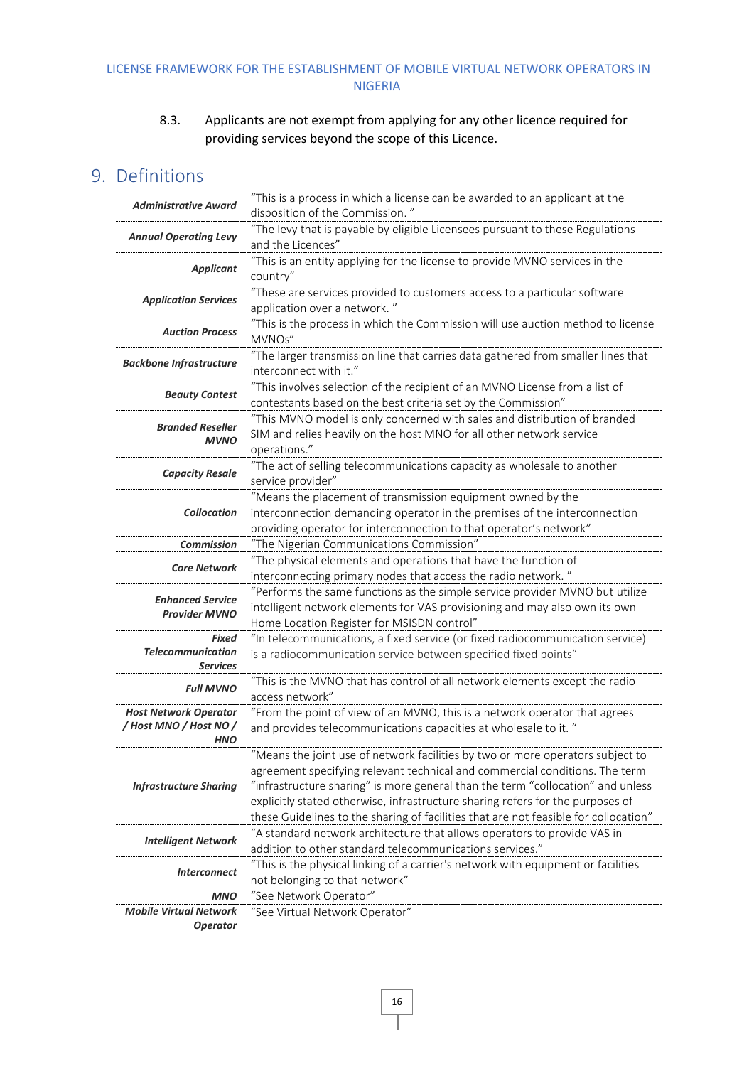8.3. Applicants are not exempt from applying for any other licence required for providing services beyond the scope of this Licence.

# 9. Definitions

| | |
|---|---|
| ***Administrative Award*** | "This is a process in which a license can be awarded to an applicant at the disposition of the Commission. " |
| ***Annual Operating Levy*** | "The levy that is payable by eligible Licensees pursuant to these Regulations and the Licences" |
| ***Applicant*** | "This is an entity applying for the license to provide MVNO services in the country" |
| ***Application Services*** | "These are services provided to customers access to a particular software application over a network. " |
| ***Auction Process*** | "This is the process in which the Commission will use auction method to license MVNOs" |
| ***Backbone Infrastructure*** | "The larger transmission line that carries data gathered from smaller lines that interconnect with it." |
| ***Beauty Contest*** | "This involves selection of the recipient of an MVNO License from a list of contestants based on the best criteria set by the Commission" |
| ***Branded Reseller MVNO*** | "This MVNO model is only concerned with sales and distribution of branded SIM and relies heavily on the host MNO for all other network service operations." |
| ***Capacity Resale*** | "The act of selling telecommunications capacity as wholesale to another service provider" |
| ***Collocation*** | "Means the placement of transmission equipment owned by the interconnection demanding operator in the premises of the interconnection providing operator for interconnection to that operator's network" |
| ***Commission*** | "The Nigerian Communications Commission" |
| ***Core Network*** | "The physical elements and operations that have the function of interconnecting primary nodes that access the radio network. " |
| ***Enhanced Service Provider MVNO*** | "Performs the same functions as the simple service provider MVNO but utilize intelligent network elements for VAS provisioning and may also own its own Home Location Register for MSISDN control" |
| ***Fixed Telecommunication Services*** | "In telecommunications, a fixed service (or fixed radiocommunication service) is a radiocommunication service between specified fixed points" |
| ***Full MVNO*** | "This is the MVNO that has control of all network elements except the radio access network" |
| ***Host Network Operator / Host MNO / Host NO / HNO*** | "From the point of view of an MVNO, this is a network operator that agrees and provides telecommunications capacities at wholesale to it. " |
| ***Infrastructure Sharing*** | "Means the joint use of network facilities by two or more operators subject to agreement specifying relevant technical and commercial conditions. The term "infrastructure sharing" is more general than the term "collocation" and unless explicitly stated otherwise, infrastructure sharing refers for the purposes of these Guidelines to the sharing of facilities that are not feasible for collocation" |
| ***Intelligent Network*** | "A standard network architecture that allows operators to provide VAS in addition to other standard telecommunications services." |
| ***Interconnect*** | "This is the physical linking of a carrier's network with equipment or facilities not belonging to that network" |
| ***MNO*** | "See Network Operator" |
| ***Mobile Virtual Network Operator*** | "See Virtual Network Operator" |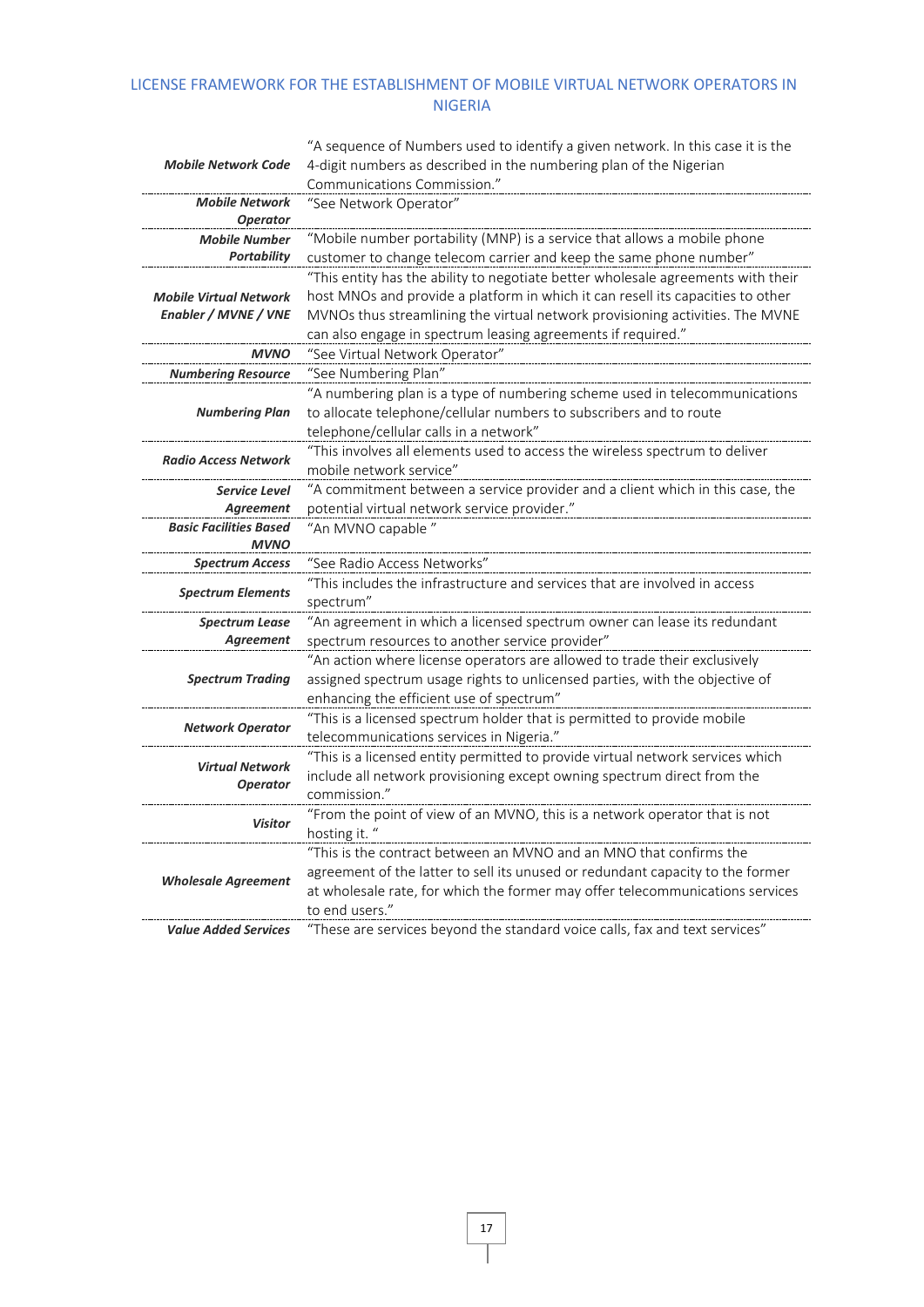| | |
|---|---|
| ***Mobile Network Code*** | "A sequence of Numbers used to identify a given network. In this case it is the 4-digit numbers as described in the numbering plan of the Nigerian Communications Commission." |
| ***Mobile Network Operator*** | "See Network Operator" |
| ***Mobile Number Portability*** | "Mobile number portability (MNP) is a service that allows a mobile phone customer to change telecom carrier and keep the same phone number" |
| ***Mobile Virtual Network Enabler / MVNE / VNE*** | "This entity has the ability to negotiate better wholesale agreements with their host MNOs and provide a platform in which it can resell its capacities to other MVNOs thus streamlining the virtual network provisioning activities. The MVNE can also engage in spectrum leasing agreements if required." |
| ***MVNO*** | "See Virtual Network Operator" |
| ***Numbering Resource*** | "See Numbering Plan" |
| ***Numbering Plan*** | "A numbering plan is a type of numbering scheme used in telecommunications to allocate telephone/cellular numbers to subscribers and to route telephone/cellular calls in a network" |
| ***Radio Access Network*** | "This involves all elements used to access the wireless spectrum to deliver mobile network service" |
| ***Service Level Agreement*** | "A commitment between a service provider and a client which in this case, the potential virtual network service provider." |
| ***Basic Facilities Based MVNO*** | "An MVNO capable " |
| ***Spectrum Access*** | "See Radio Access Networks" |
| ***Spectrum Elements*** | "This includes the infrastructure and services that are involved in access spectrum" |
| ***Spectrum Lease Agreement*** | "An agreement in which a licensed spectrum owner can lease its redundant spectrum resources to another service provider" |
| ***Spectrum Trading*** | "An action where license operators are allowed to trade their exclusively assigned spectrum usage rights to unlicensed parties, with the objective of enhancing the efficient use of spectrum" |
| ***Network Operator*** | "This is a licensed spectrum holder that is permitted to provide mobile telecommunications services in Nigeria." |
| ***Virtual Network Operator*** | "This is a licensed entity permitted to provide virtual network services which include all network provisioning except owning spectrum direct from the commission." |
| ***Visitor*** | "From the point of view of an MVNO, this is a network operator that is not hosting it. " |
| ***Wholesale Agreement*** | "This is the contract between an MVNO and an MNO that confirms the agreement of the latter to sell its unused or redundant capacity to the former at wholesale rate, for which the former may offer telecommunications services to end users." |
| ***Value Added Services*** | "These are services beyond the standard voice calls, fax and text services" |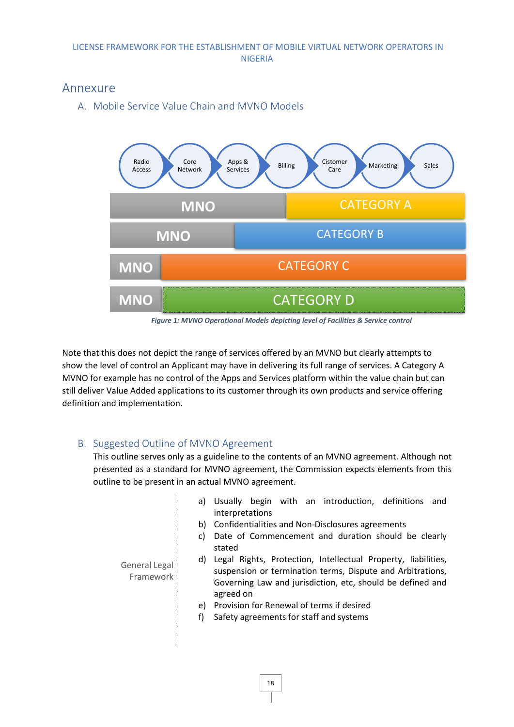# Annexure

## A. Mobile Service Value Chain and MVNO Models

Radio Access | Core Network | Apps & Services | Billing | Cistomer Care | Marketing | Sales

| MNO | CATEGORY A |
|---|---|
| MNO | CATEGORY B |
| MNO | CATEGORY C |
| MNO | CATEGORY D |

*Figure 1: MVNO Operational Models depicting level of Facilities & Service control*

Note that this does not depict the range of services offered by an MVNO but clearly attempts to show the level of control an Applicant may have in delivering its full range of services. A Category A MVNO for example has no control of the Apps and Services platform within the value chain but can still deliver Value Added applications to its customer through its own products and service offering definition and implementation.

## B. Suggested Outline of MVNO Agreement

This outline serves only as a guideline to the contents of an MVNO agreement. Although not presented as a standard for MVNO agreement, the Commission expects elements from this outline to be present in an actual MVNO agreement.

**General Legal Framework**

a) Usually begin with an introduction, definitions and interpretations
b) Confidentialities and Non-Disclosures agreements
c) Date of Commencement and duration should be clearly stated
d) Legal Rights, Protection, Intellectual Property, liabilities, suspension or termination terms, Dispute and Arbitrations, Governing Law and jurisdiction, etc, should be defined and agreed on
e) Provision for Renewal of terms if desired
f) Safety agreements for staff and systems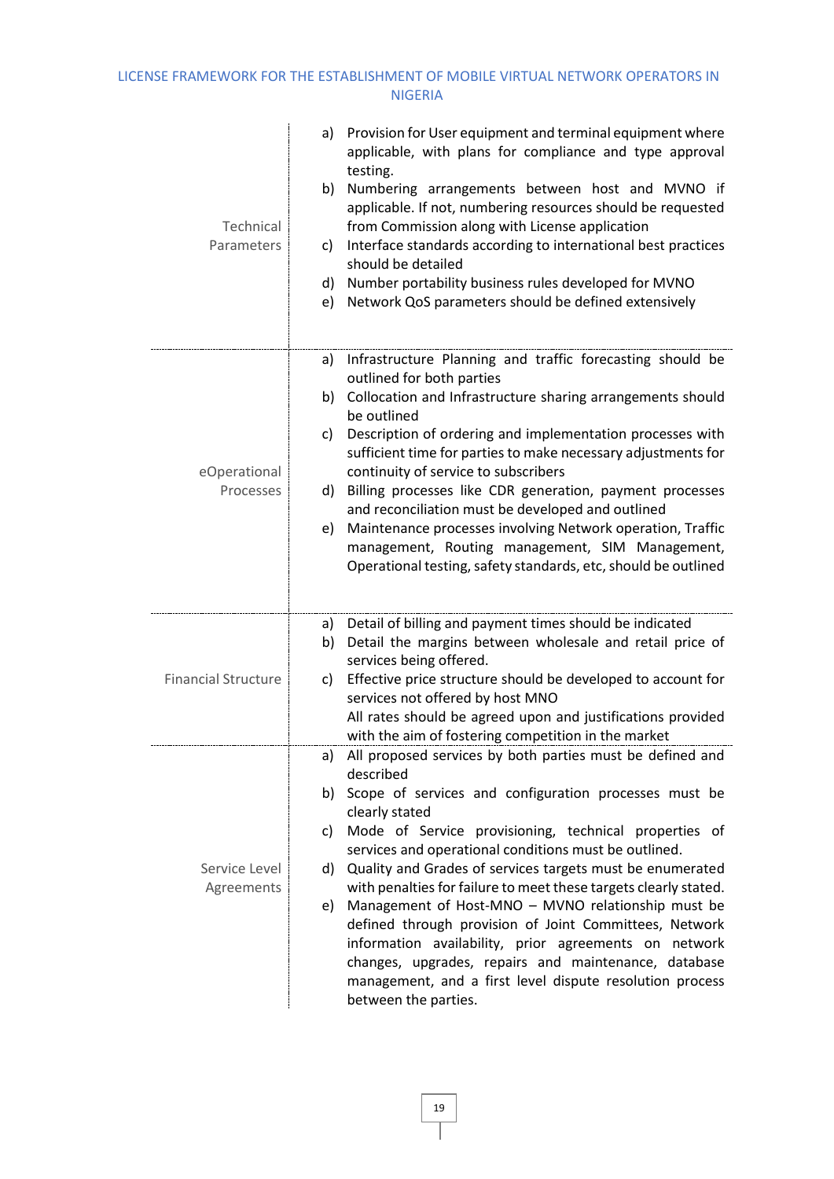| | |
|---|---|
| Technical Parameters | a) Provision for User equipment and terminal equipment where applicable, with plans for compliance and type approval testing.<br>b) Numbering arrangements between host and MVNO if applicable. If not, numbering resources should be requested from Commission along with License application<br>c) Interface standards according to international best practices should be detailed<br>d) Number portability business rules developed for MVNO<br>e) Network QoS parameters should be defined extensively |
| eOperational Processes | a) Infrastructure Planning and traffic forecasting should be outlined for both parties<br>b) Collocation and Infrastructure sharing arrangements should be outlined<br>c) Description of ordering and implementation processes with sufficient time for parties to make necessary adjustments for continuity of service to subscribers<br>d) Billing processes like CDR generation, payment processes and reconciliation must be developed and outlined<br>e) Maintenance processes involving Network operation, Traffic management, Routing management, SIM Management, Operational testing, safety standards, etc, should be outlined |
| Financial Structure | a) Detail of billing and payment times should be indicated<br>b) Detail the margins between wholesale and retail price of services being offered.<br>c) Effective price structure should be developed to account for services not offered by host MNO<br>All rates should be agreed upon and justifications provided with the aim of fostering competition in the market |
| Service Level Agreements | a) All proposed services by both parties must be defined and described<br>b) Scope of services and configuration processes must be clearly stated<br>c) Mode of Service provisioning, technical properties of services and operational conditions must be outlined.<br>d) Quality and Grades of services targets must be enumerated with penalties for failure to meet these targets clearly stated.<br>e) Management of Host-MNO – MVNO relationship must be defined through provision of Joint Committees, Network information availability, prior agreements on network changes, upgrades, repairs and maintenance, database management, and a first level dispute resolution process between the parties. |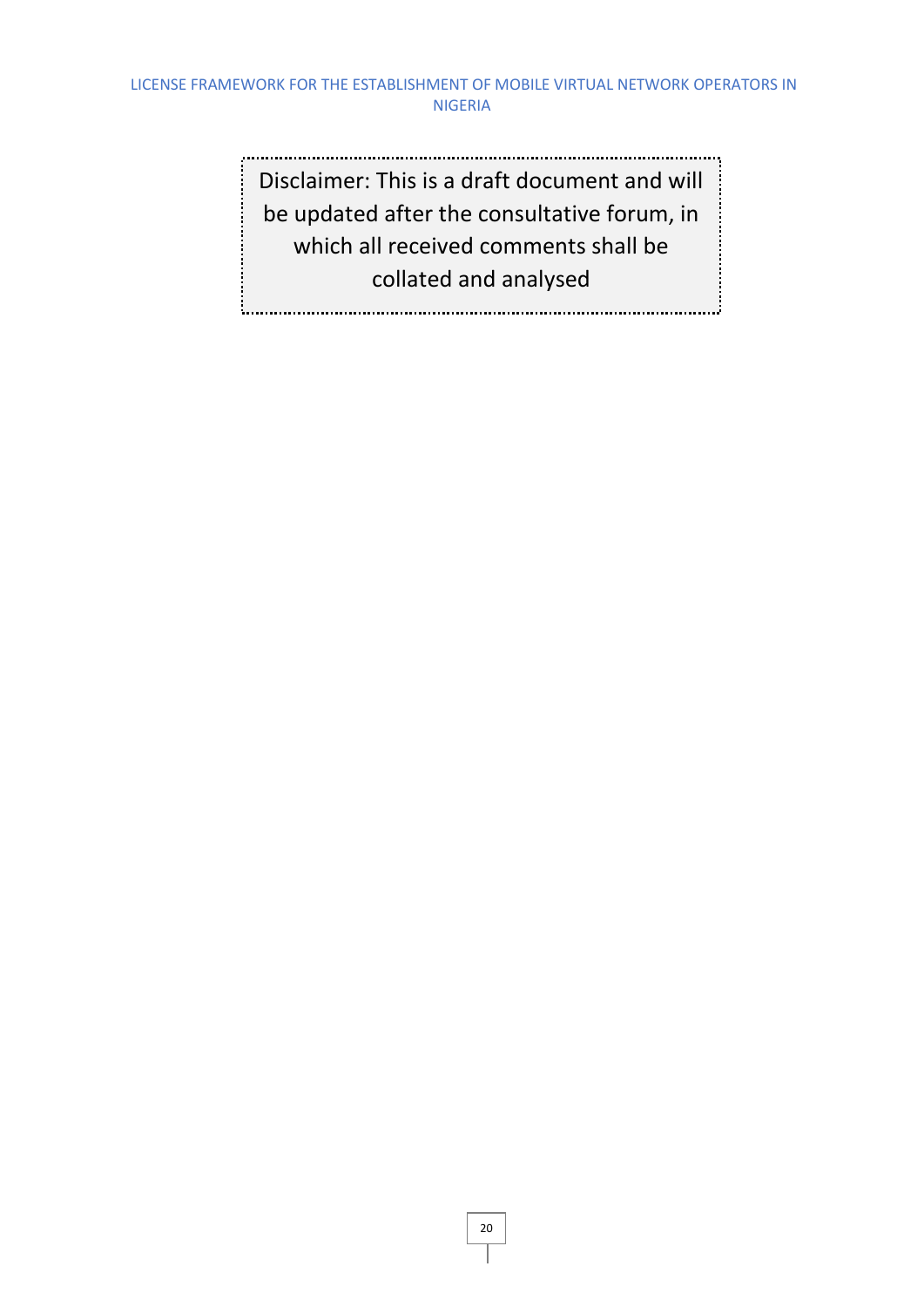Disclaimer: This is a draft document and will be updated after the consultative forum, in which all received comments shall be collated and analysed